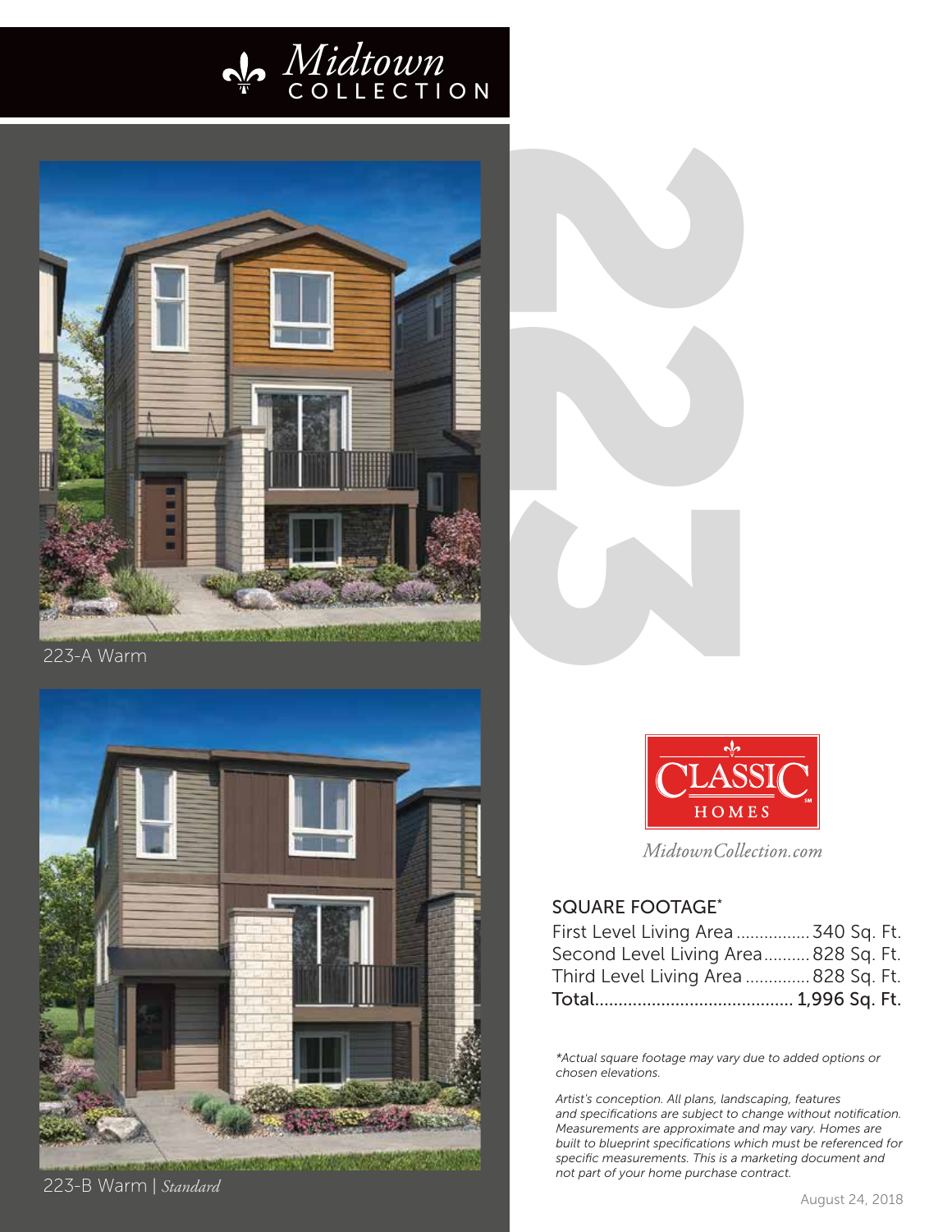# Midtown COLLECTION

223-A Warm

223-B Warm | *Standard*

223

CLASSIC HOMES

*MidtownCollection.com*

## SQUARE FOOTAGE*

| | |
|---|---|
| First Level Living Area | 340 Sq. Ft. |
| Second Level Living Area | 828 Sq. Ft. |
| Third Level Living Area | 828 Sq. Ft. |
| Total | 1,996 Sq. Ft. |

*\*Actual square footage may vary due to added options or chosen elevations.*

*Artist's conception. All plans, landscaping, features and specifications are subject to change without notification. Measurements are approximate and may vary. Homes are built to blueprint specifications which must be referenced for specific measurements. This is a marketing document and not part of your home purchase contract.*

August 24, 2018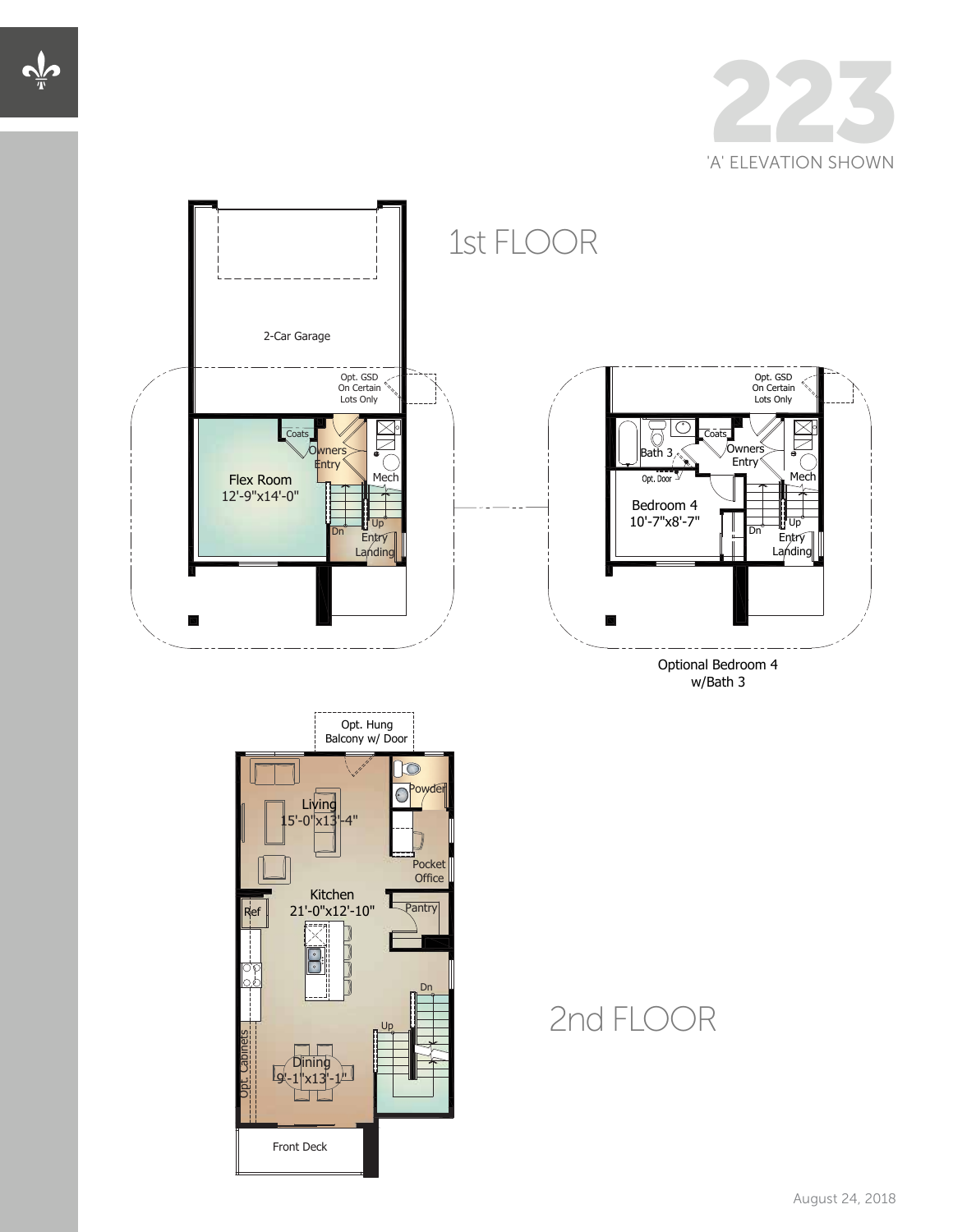# 223

'A' ELEVATION SHOWN

## 1st FLOOR

2-Car Garage

Opt. GSD On Certain Lots Only

Coats

Owners Entry

Flex Room 12'-9"x14'-0"

Mech

Dn

Up

Entry Landing

Opt. GSD On Certain Lots Only

Bath 3

Coats

Owners Entry

Opt. Door

Mech

Bedroom 4 10'-7"x8'-7"

Dn

Up

Entry Landing

Optional Bedroom 4 w/Bath 3

## 2nd FLOOR

Opt. Hung Balcony w/ Door

Living 15'-0"x13'-4"

Powder

Pocket Office

Kitchen 21'-0"x12'-10"

Ref

Pantry

Dn

Up

Opt. Cabinets

Dining 9'-1"x13'-1"

Front Deck

August 24, 2018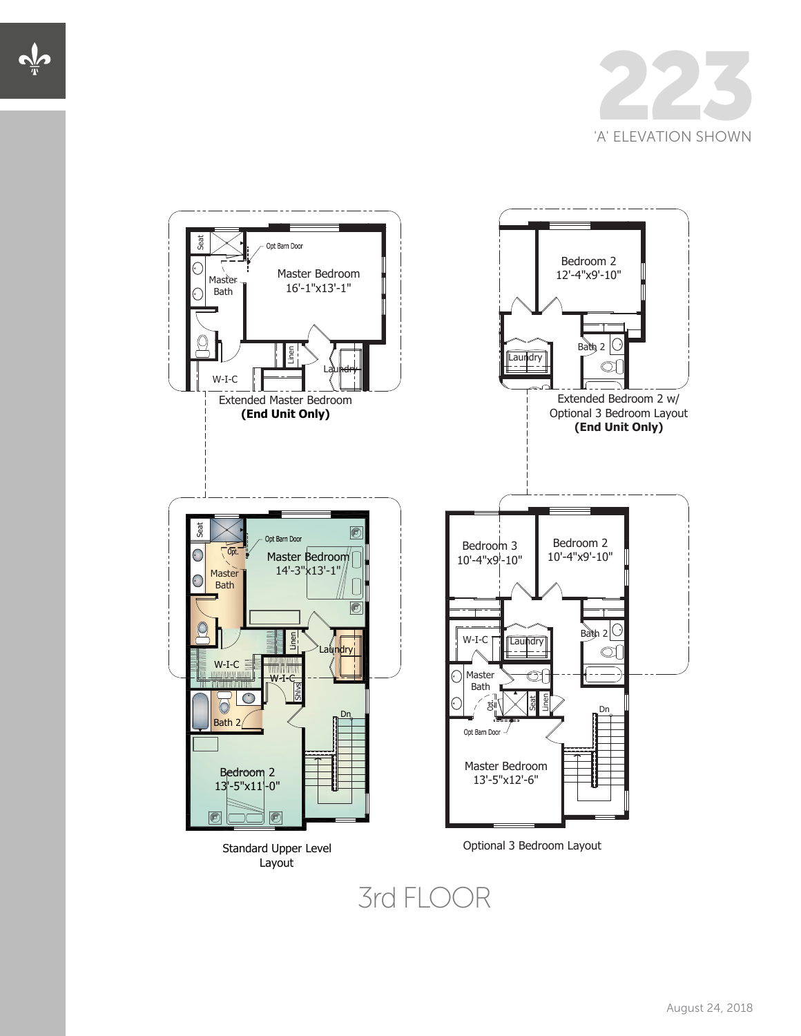# 223

'A' ELEVATION SHOWN

Seat

Opt Barn Door

Master Bath

Master Bedroom
16'-1"x13'-1"

Linen

Laundry

W-I-C

Extended Master Bedroom
**(End Unit Only)**

Bedroom 2
12'-4"x9'-10"

Laundry

Bath 2

Extended Bedroom 2 w/ Optional 3 Bedroom Layout
**(End Unit Only)**

Seat

Opt Barn Door

Opt.

Master Bath

Master Bedroom
14'-3"x13'-1"

Linen

Laundry

W-I-C

W-I-C

Shlvs

Bath 2

Dn

Bedroom 2
13'-5"x11'-0"

Standard Upper Level Layout

Bedroom 3
10'-4"x9'-10"

Bedroom 2
10'-4"x9'-10"

W-I-C

Laundry

Bath 2

Master Bath

Opt.

Seat

Linen

Opt Barn Door

Dn

Master Bedroom
13'-5"x12'-6"

Optional 3 Bedroom Layout

## 3rd FLOOR

August 24, 2018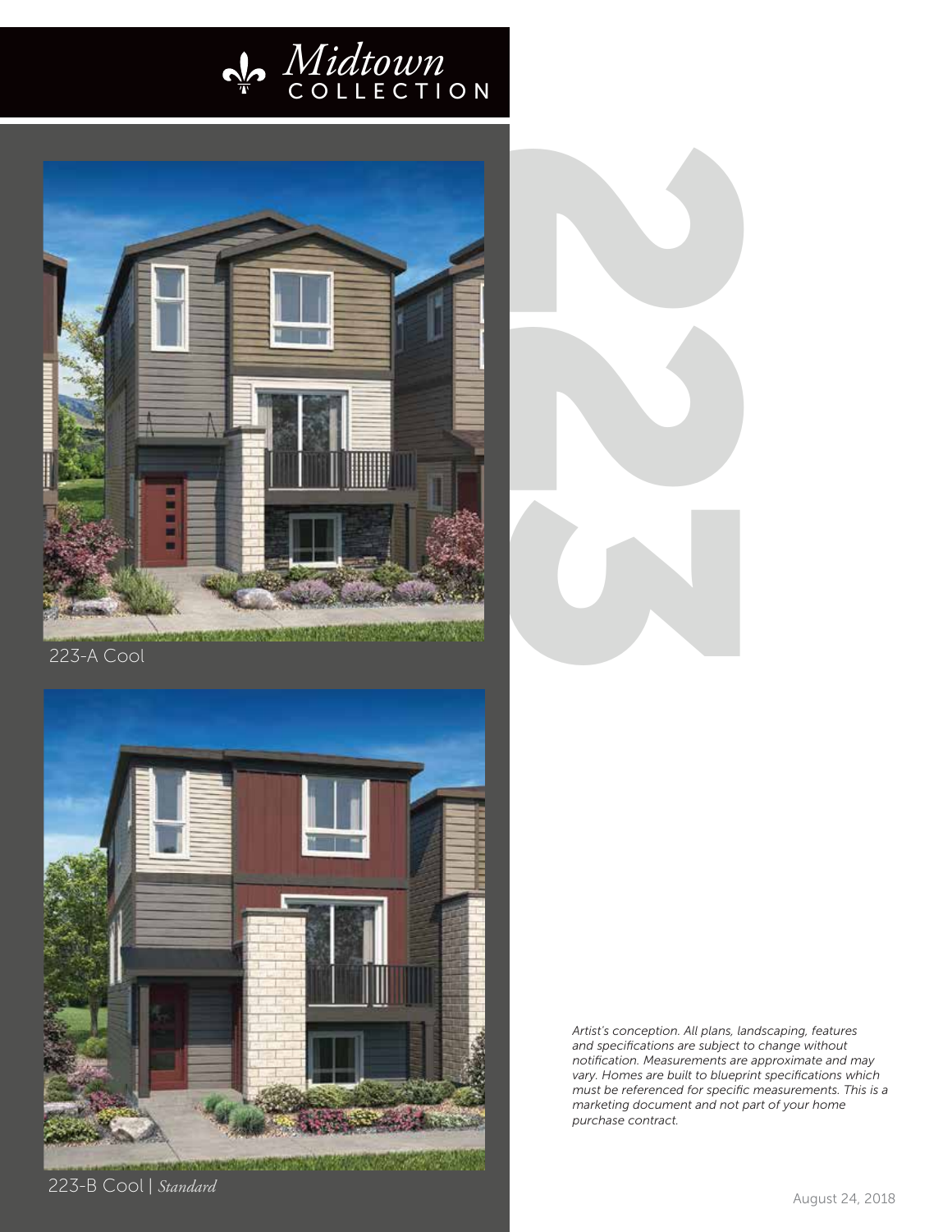# Midtown COLLECTION

223

223-A Cool

223-B Cool | *Standard*

*Artist's conception. All plans, landscaping, features and specifications are subject to change without notification. Measurements are approximate and may vary. Homes are built to blueprint specifications which must be referenced for specific measurements. This is a marketing document and not part of your home purchase contract.*

August 24, 2018